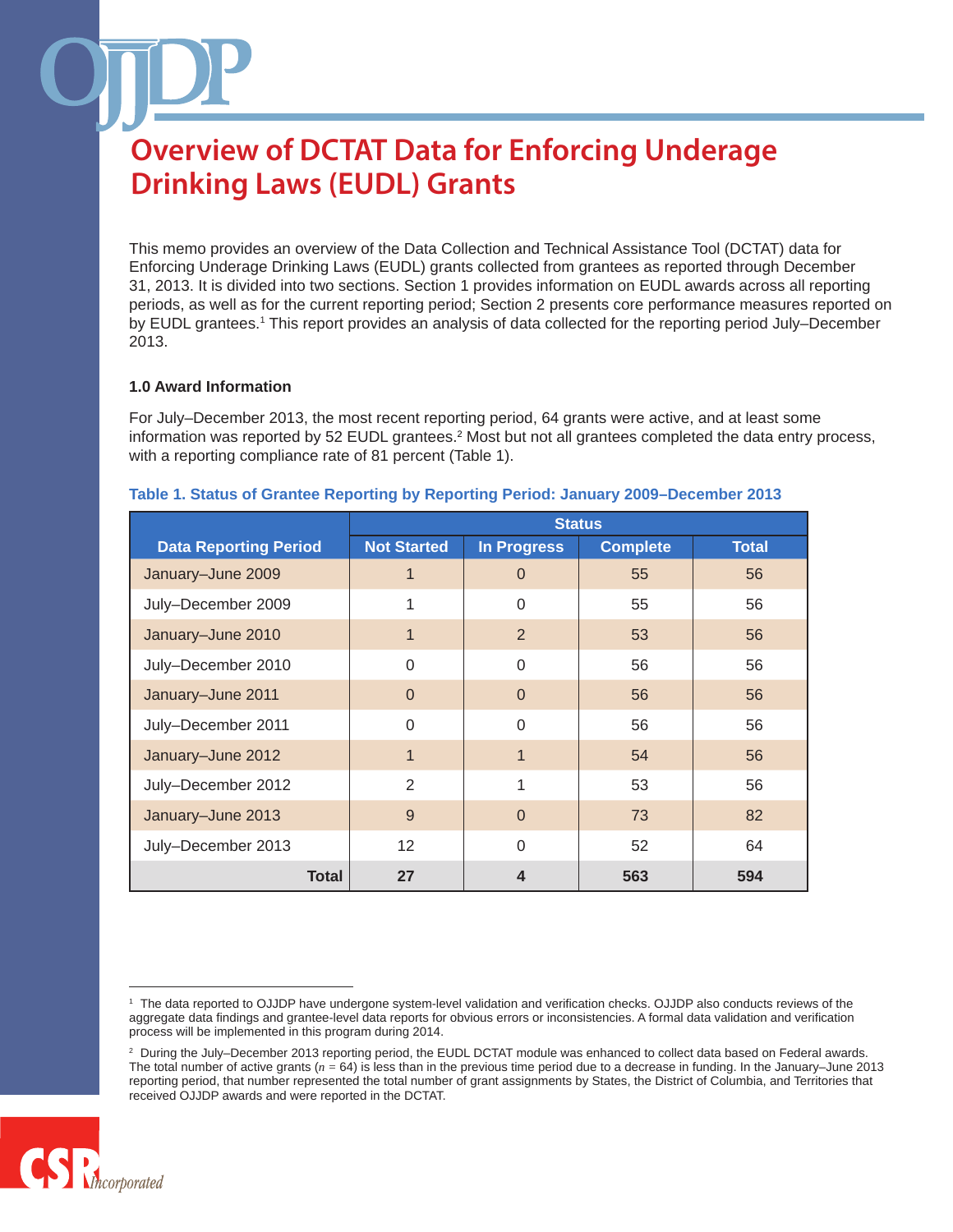# Overview of DCTAT Data for Enforcing Underage Drinking Laws (EUDL) Grants

This memo provides an overview of the Data Collection and Technical Assistance Tool (DCTAT) data for Enforcing Underage Drinking Laws (EUDL) grants collected from grantees as reported through December 31, 2013. It is divided into two sections. Section 1 provides information on EUDL awards across all reporting periods, as well as for the current reporting period; Section 2 presents core performance measures reported on by EUDL grantees.[1] This report provides an analysis of data collected for the reporting period July–December 2013.

### 1.0 Award Information

For July–December 2013, the most recent reporting period, 64 grants were active, and at least some information was reported by 52 EUDL grantees.[2] Most but not all grantees completed the data entry process, with a reporting compliance rate of 81 percent (Table 1).

**Table 1. Status of Grantee Reporting by Reporting Period: January 2009–December 2013**

| | Status | | | |
|---|---|---|---|---|
| **Data Reporting Period** | **Not Started** | **In Progress** | **Complete** | **Total** |
| January–June 2009 | 1 | 0 | 55 | 56 |
| July–December 2009 | 1 | 0 | 55 | 56 |
| January–June 2010 | 1 | 2 | 53 | 56 |
| July–December 2010 | 0 | 0 | 56 | 56 |
| January–June 2011 | 0 | 0 | 56 | 56 |
| July–December 2011 | 0 | 0 | 56 | 56 |
| January–June 2012 | 1 | 1 | 54 | 56 |
| July–December 2012 | 2 | 1 | 53 | 56 |
| January–June 2013 | 9 | 0 | 73 | 82 |
| July–December 2013 | 12 | 0 | 52 | 64 |
| **Total** | **27** | **4** | **563** | **594** |

---

[1] The data reported to OJJDP have undergone system-level validation and verification checks. OJJDP also conducts reviews of the aggregate data findings and grantee-level data reports for obvious errors or inconsistencies. A formal data validation and verification process will be implemented in this program during 2014.

[2] During the July–December 2013 reporting period, the EUDL DCTAT module was enhanced to collect data based on Federal awards. The total number of active grants ($n$ = 64) is less than in the previous time period due to a decrease in funding. In the January–June 2013 reporting period, that number represented the total number of grant assignments by States, the District of Columbia, and Territories that received OJJDP awards and were reported in the DCTAT.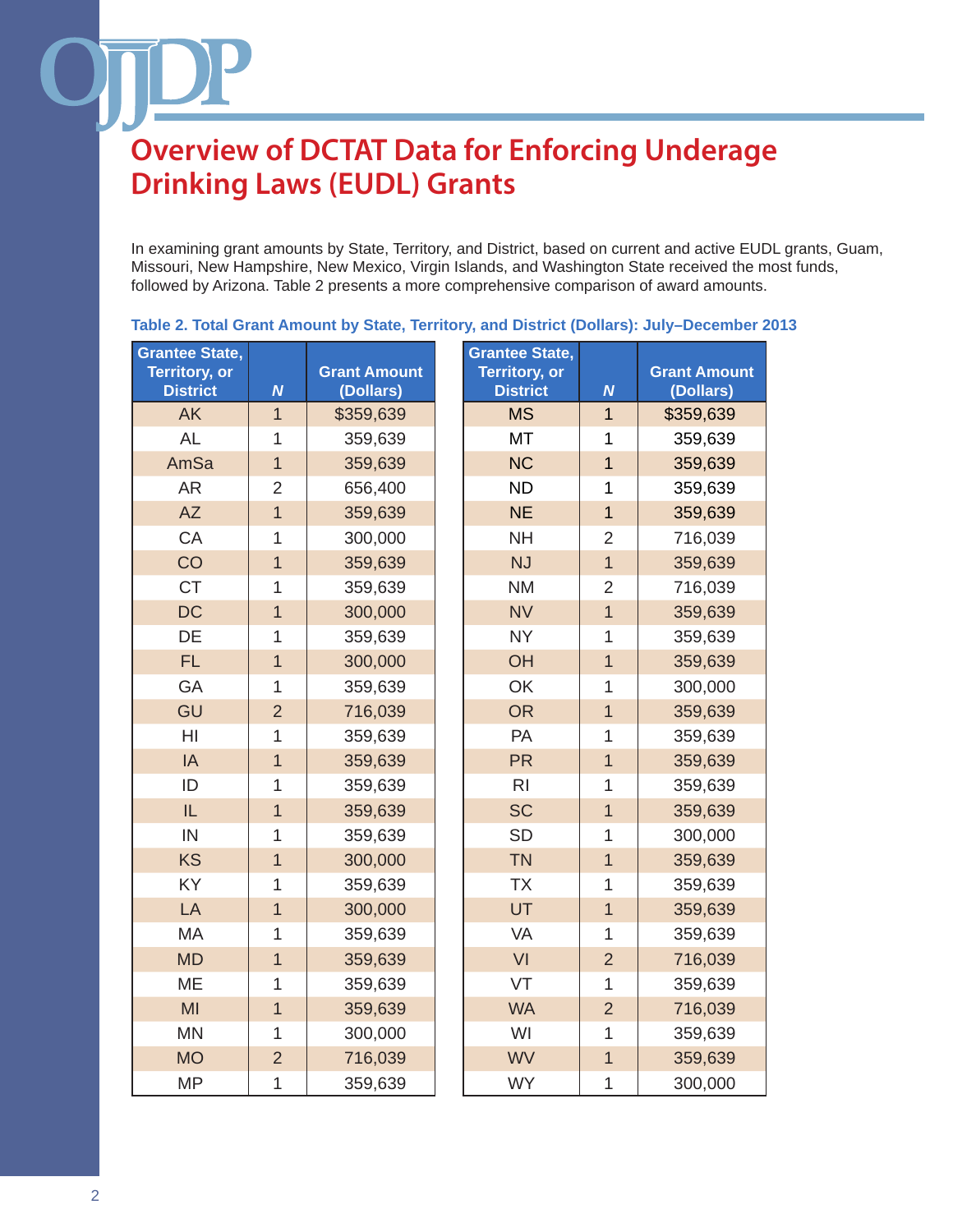# Overview of DCTAT Data for Enforcing Underage Drinking Laws (EUDL) Grants

In examining grant amounts by State, Territory, and District, based on current and active EUDL grants, Guam, Missouri, New Hampshire, New Mexico, Virgin Islands, and Washington State received the most funds, followed by Arizona. Table 2 presents a more comprehensive comparison of award amounts.

**Table 2. Total Grant Amount by State, Territory, and District (Dollars): July–December 2013**

| Grantee State, Territory, or District | *N* | Grant Amount (Dollars) |
|---|---|---|
| AK | 1 | $359,639 |
| AL | 1 | 359,639 |
| AmSa | 1 | 359,639 |
| AR | 2 | 656,400 |
| AZ | 1 | 359,639 |
| CA | 1 | 300,000 |
| CO | 1 | 359,639 |
| CT | 1 | 359,639 |
| DC | 1 | 300,000 |
| DE | 1 | 359,639 |
| FL | 1 | 300,000 |
| GA | 1 | 359,639 |
| GU | 2 | 716,039 |
| HI | 1 | 359,639 |
| IA | 1 | 359,639 |
| ID | 1 | 359,639 |
| IL | 1 | 359,639 |
| IN | 1 | 359,639 |
| KS | 1 | 300,000 |
| KY | 1 | 359,639 |
| LA | 1 | 300,000 |
| MA | 1 | 359,639 |
| MD | 1 | 359,639 |
| ME | 1 | 359,639 |
| MI | 1 | 359,639 |
| MN | 1 | 300,000 |
| MO | 2 | 716,039 |
| MP | 1 | 359,639 |
| MS | 1 | $359,639 |
| MT | 1 | 359,639 |
| NC | 1 | 359,639 |
| ND | 1 | 359,639 |
| NE | 1 | 359,639 |
| NH | 2 | 716,039 |
| NJ | 1 | 359,639 |
| NM | 2 | 716,039 |
| NV | 1 | 359,639 |
| NY | 1 | 359,639 |
| OH | 1 | 359,639 |
| OK | 1 | 300,000 |
| OR | 1 | 359,639 |
| PA | 1 | 359,639 |
| PR | 1 | 359,639 |
| RI | 1 | 359,639 |
| SC | 1 | 359,639 |
| SD | 1 | 300,000 |
| TN | 1 | 359,639 |
| TX | 1 | 359,639 |
| UT | 1 | 359,639 |
| VA | 1 | 359,639 |
| VI | 2 | 716,039 |
| VT | 1 | 359,639 |
| WA | 2 | 716,039 |
| WI | 1 | 359,639 |
| WV | 1 | 359,639 |
| WY | 1 | 300,000 |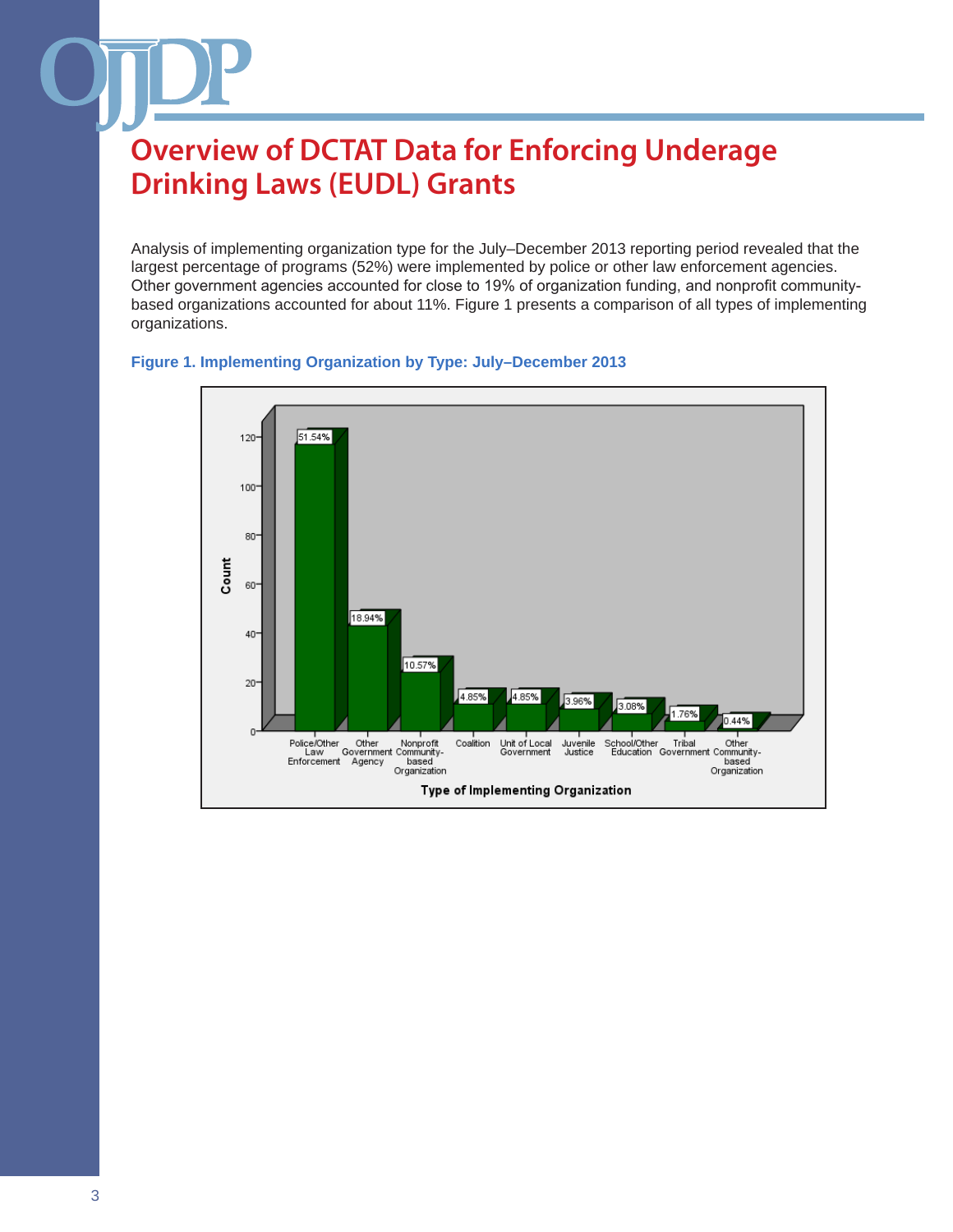# Overview of DCTAT Data for Enforcing Underage Drinking Laws (EUDL) Grants

Analysis of implementing organization type for the July–December 2013 reporting period revealed that the largest percentage of programs (52%) were implemented by police or other law enforcement agencies. Other government agencies accounted for close to 19% of organization funding, and nonprofit community-based organizations accounted for about 11%. Figure 1 presents a comparison of all types of implementing organizations.

**Figure 1. Implementing Organization by Type: July–December 2013**

| Type of Implementing Organization | Percent |
|---|---|
| Police/Other Law Enforcement | 51.54% |
| Other Government Agency | 18.94% |
| Nonprofit Community-based Organization | 10.57% |
| Coalition | 4.85% |
| Unit of Local Government | 4.85% |
| Juvenile Justice | 3.96% |
| School/Other Education | 3.08% |
| Tribal Government | 1.76% |
| Other Community-based Organization | 0.44% |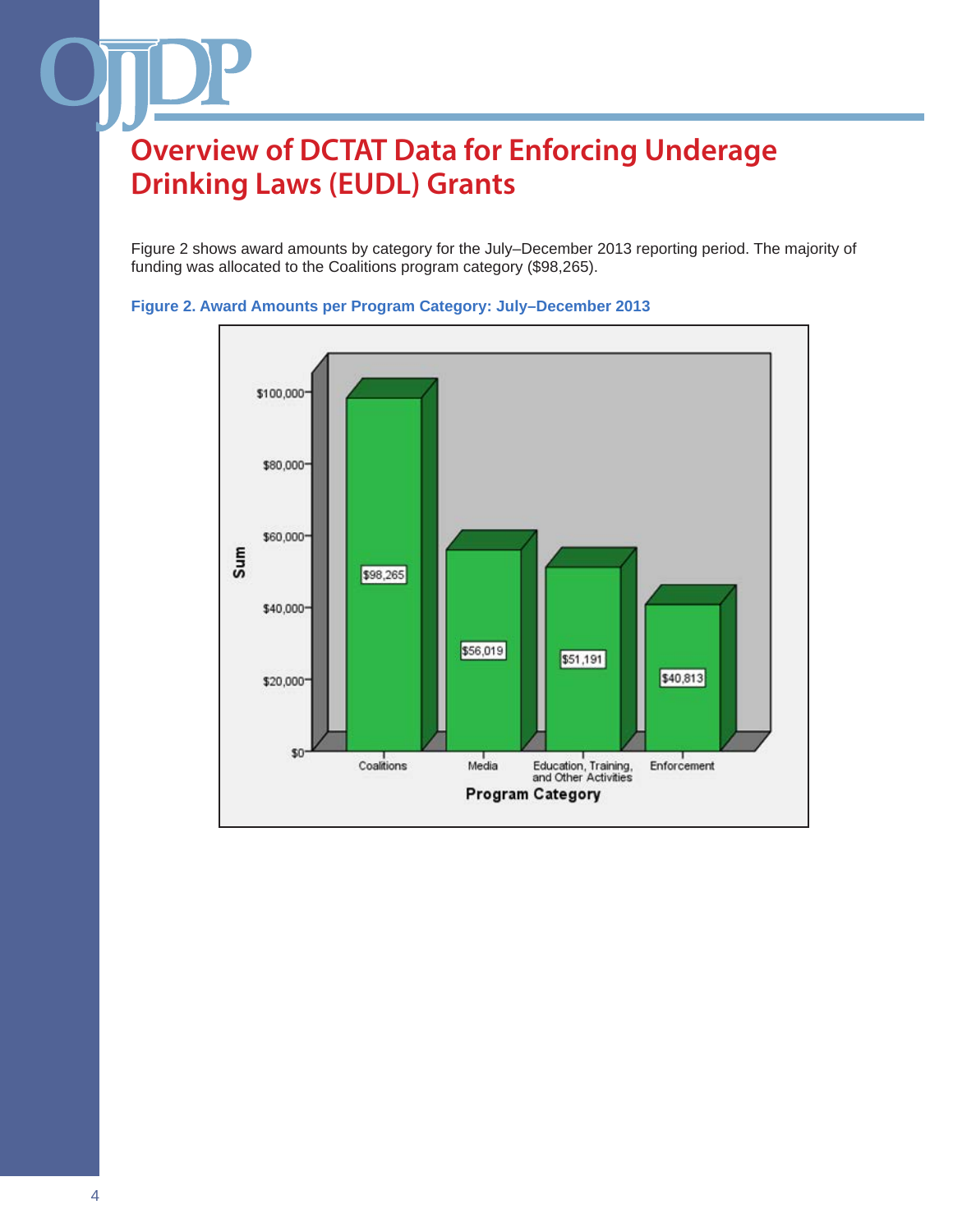# Overview of DCTAT Data for Enforcing Underage Drinking Laws (EUDL) Grants

Figure 2 shows award amounts by category for the July–December 2013 reporting period. The majority of funding was allocated to the Coalitions program category ($98,265).

**Figure 2. Award Amounts per Program Category: July–December 2013**

| Program Category | Sum |
|---|---|
| Coalitions | $98,265 |
| Media | $56,019 |
| Education, Training, and Other Activities | $51,191 |
| Enforcement | $40,813 |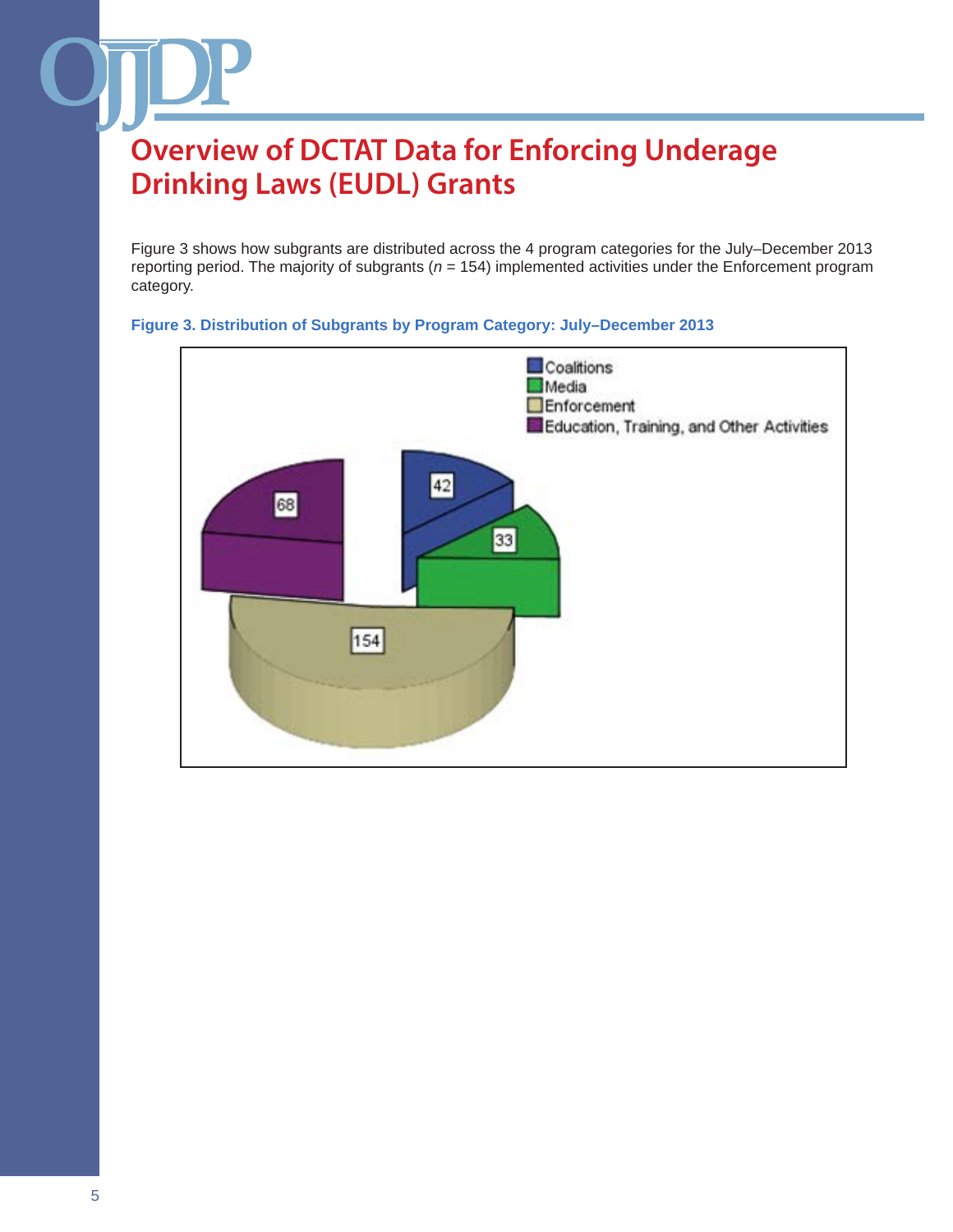# Overview of DCTAT Data for Enforcing Underage Drinking Laws (EUDL) Grants

Figure 3 shows how subgrants are distributed across the 4 program categories for the July–December 2013 reporting period. The majority of subgrants (*n* = 154) implemented activities under the Enforcement program category.

**Figure 3. Distribution of Subgrants by Program Category: July–December 2013**

| Program Category | Subgrants |
| --- | --- |
| Coalitions | 42 |
| Media | 33 |
| Enforcement | 154 |
| Education, Training, and Other Activities | 68 |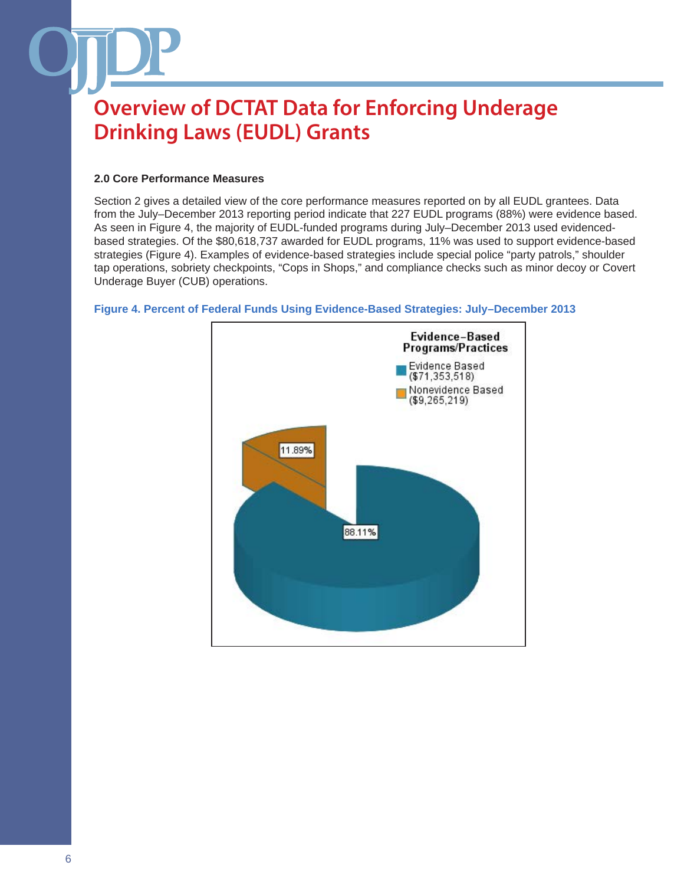# Overview of DCTAT Data for Enforcing Underage Drinking Laws (EUDL) Grants

### 2.0 Core Performance Measures

Section 2 gives a detailed view of the core performance measures reported on by all EUDL grantees. Data from the July–December 2013 reporting period indicate that 227 EUDL programs (88%) were evidence based. As seen in Figure 4, the majority of EUDL-funded programs during July–December 2013 used evidenced-based strategies. Of the $80,618,737 awarded for EUDL programs, 11% was used to support evidence-based strategies (Figure 4). Examples of evidence-based strategies include special police "party patrols," shoulder tap operations, sobriety checkpoints, "Cops in Shops," and compliance checks such as minor decoy or Covert Underage Buyer (CUB) operations.

**Figure 4. Percent of Federal Funds Using Evidence-Based Strategies: July–December 2013**

| Evidence-Based Programs/Practices | Amount | Percent |
|---|---|---|
| Evidence Based | $71,353,518 | 88.11% |
| Nonevidence Based | $9,265,219 | 11.89% |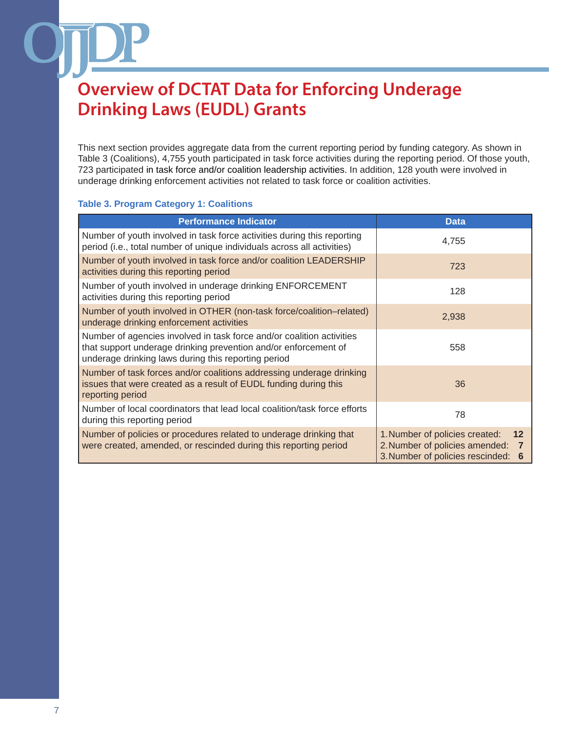# Overview of DCTAT Data for Enforcing Underage Drinking Laws (EUDL) Grants

This next section provides aggregate data from the current reporting period by funding category. As shown in Table 3 (Coalitions), 4,755 youth participated in task force activities during the reporting period. Of those youth, 723 participated in task force and/or coalition leadership activities. In addition, 128 youth were involved in underage drinking enforcement activities not related to task force or coalition activities.

**Table 3. Program Category 1: Coalitions**

| Performance Indicator | Data |
|---|---|
| Number of youth involved in task force activities during this reporting period (i.e., total number of unique individuals across all activities) | 4,755 |
| Number of youth involved in task force and/or coalition LEADERSHIP activities during this reporting period | 723 |
| Number of youth involved in underage drinking ENFORCEMENT activities during this reporting period | 128 |
| Number of youth involved in OTHER (non-task force/coalition–related) underage drinking enforcement activities | 2,938 |
| Number of agencies involved in task force and/or coalition activities that support underage drinking prevention and/or enforcement of underage drinking laws during this reporting period | 558 |
| Number of task forces and/or coalitions addressing underage drinking issues that were created as a result of EUDL funding during this reporting period | 36 |
| Number of local coordinators that lead local coalition/task force efforts during this reporting period | 78 |
| Number of policies or procedures related to underage drinking that were created, amended, or rescinded during this reporting period | 1. Number of policies created: **12**<br>2. Number of policies amended: **7**<br>3. Number of policies rescinded: **6** |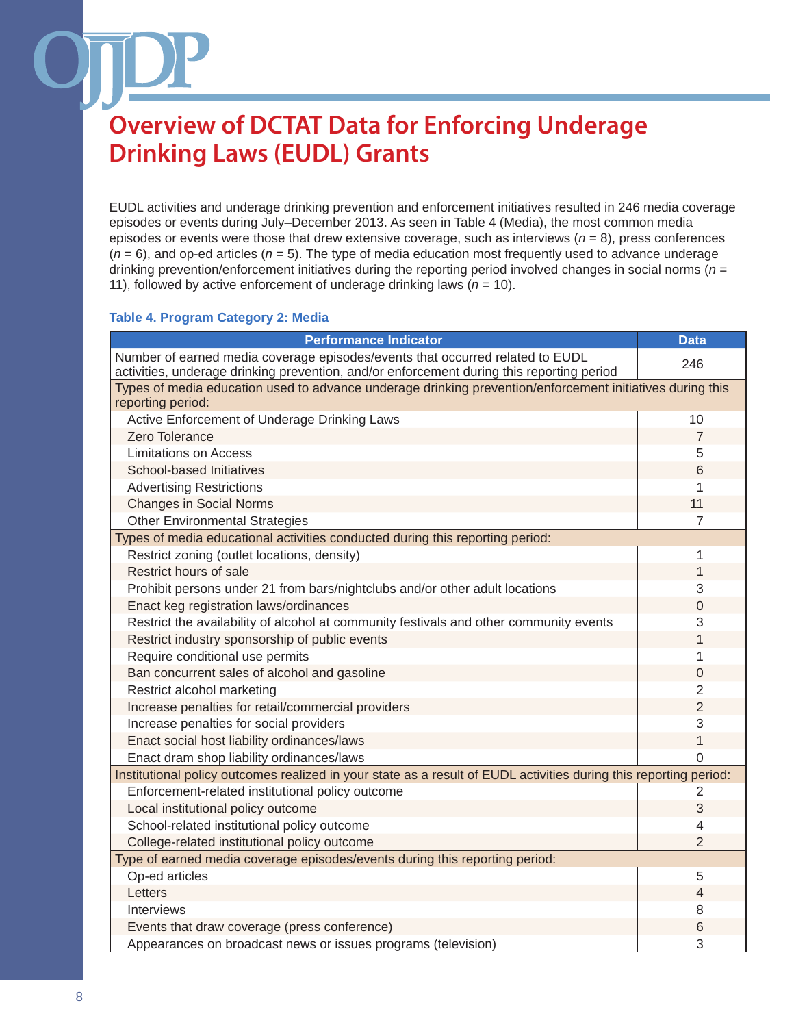# Overview of DCTAT Data for Enforcing Underage Drinking Laws (EUDL) Grants

EUDL activities and underage drinking prevention and enforcement initiatives resulted in 246 media coverage episodes or events during July–December 2013. As seen in Table 4 (Media), the most common media episodes or events were those that drew extensive coverage, such as interviews (*n* = 8), press conferences (*n* = 6), and op-ed articles (*n* = 5). The type of media education most frequently used to advance underage drinking prevention/enforcement initiatives during the reporting period involved changes in social norms (*n* = 11), followed by active enforcement of underage drinking laws (*n* = 10).

**Table 4. Program Category 2: Media**

| Performance Indicator | Data |
|---|---|
| Number of earned media coverage episodes/events that occurred related to EUDL activities, underage drinking prevention, and/or enforcement during this reporting period | 246 |
| Types of media education used to advance underage drinking prevention/enforcement initiatives during this reporting period: | |
| Active Enforcement of Underage Drinking Laws | 10 |
| Zero Tolerance | 7 |
| Limitations on Access | 5 |
| School-based Initiatives | 6 |
| Advertising Restrictions | 1 |
| Changes in Social Norms | 11 |
| Other Environmental Strategies | 7 |
| Types of media educational activities conducted during this reporting period: | |
| Restrict zoning (outlet locations, density) | 1 |
| Restrict hours of sale | 1 |
| Prohibit persons under 21 from bars/nightclubs and/or other adult locations | 3 |
| Enact keg registration laws/ordinances | 0 |
| Restrict the availability of alcohol at community festivals and other community events | 3 |
| Restrict industry sponsorship of public events | 1 |
| Require conditional use permits | 1 |
| Ban concurrent sales of alcohol and gasoline | 0 |
| Restrict alcohol marketing | 2 |
| Increase penalties for retail/commercial providers | 2 |
| Increase penalties for social providers | 3 |
| Enact social host liability ordinances/laws | 1 |
| Enact dram shop liability ordinances/laws | 0 |
| Institutional policy outcomes realized in your state as a result of EUDL activities during this reporting period: | |
| Enforcement-related institutional policy outcome | 2 |
| Local institutional policy outcome | 3 |
| School-related institutional policy outcome | 4 |
| College-related institutional policy outcome | 2 |
| Type of earned media coverage episodes/events during this reporting period: | |
| Op-ed articles | 5 |
| Letters | 4 |
| Interviews | 8 |
| Events that draw coverage (press conference) | 6 |
| Appearances on broadcast news or issues programs (television) | 3 |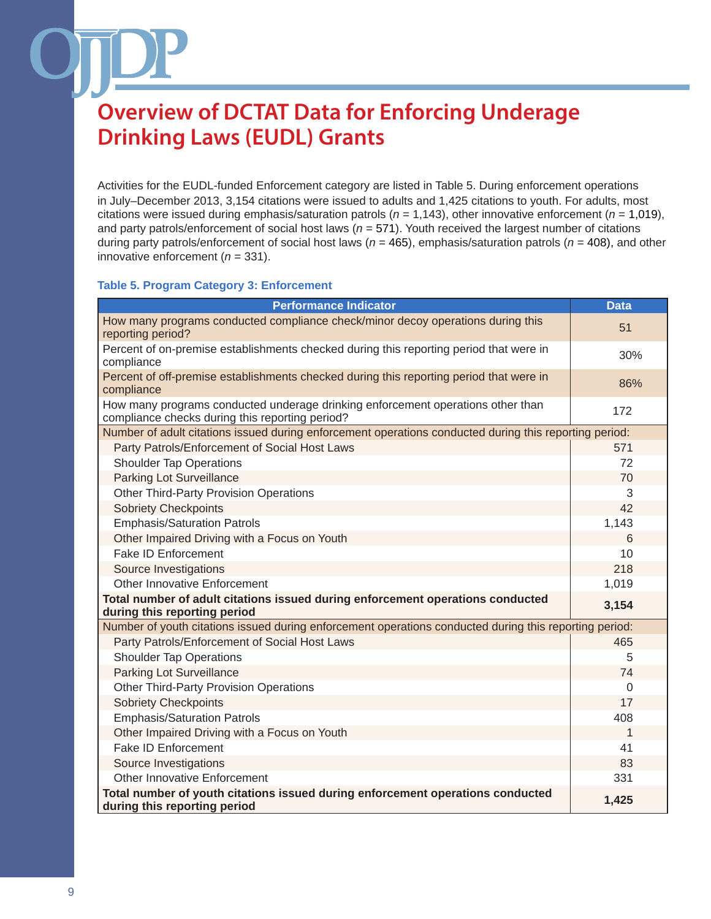# Overview of DCTAT Data for Enforcing Underage Drinking Laws (EUDL) Grants

Activities for the EUDL-funded Enforcement category are listed in Table 5. During enforcement operations in July–December 2013, 3,154 citations were issued to adults and 1,425 citations to youth. For adults, most citations were issued during emphasis/saturation patrols (*n* = 1,143), other innovative enforcement (*n* = 1,019), and party patrols/enforcement of social host laws (*n* = 571). Youth received the largest number of citations during party patrols/enforcement of social host laws (*n* = 465), emphasis/saturation patrols (*n* = 408), and other innovative enforcement (*n* = 331).

**Table 5. Program Category 3: Enforcement**

| Performance Indicator | Data |
|---|---|
| How many programs conducted compliance check/minor decoy operations during this reporting period? | 51 |
| Percent of on-premise establishments checked during this reporting period that were in compliance | 30% |
| Percent of off-premise establishments checked during this reporting period that were in compliance | 86% |
| How many programs conducted underage drinking enforcement operations other than compliance checks during this reporting period? | 172 |
| Number of adult citations issued during enforcement operations conducted during this reporting period: | |
| Party Patrols/Enforcement of Social Host Laws | 571 |
| Shoulder Tap Operations | 72 |
| Parking Lot Surveillance | 70 |
| Other Third-Party Provision Operations | 3 |
| Sobriety Checkpoints | 42 |
| Emphasis/Saturation Patrols | 1,143 |
| Other Impaired Driving with a Focus on Youth | 6 |
| Fake ID Enforcement | 10 |
| Source Investigations | 218 |
| Other Innovative Enforcement | 1,019 |
| **Total number of adult citations issued during enforcement operations conducted during this reporting period** | **3,154** |
| Number of youth citations issued during enforcement operations conducted during this reporting period: | |
| Party Patrols/Enforcement of Social Host Laws | 465 |
| Shoulder Tap Operations | 5 |
| Parking Lot Surveillance | 74 |
| Other Third-Party Provision Operations | 0 |
| Sobriety Checkpoints | 17 |
| Emphasis/Saturation Patrols | 408 |
| Other Impaired Driving with a Focus on Youth | 1 |
| Fake ID Enforcement | 41 |
| Source Investigations | 83 |
| Other Innovative Enforcement | 331 |
| **Total number of youth citations issued during enforcement operations conducted during this reporting period** | **1,425** |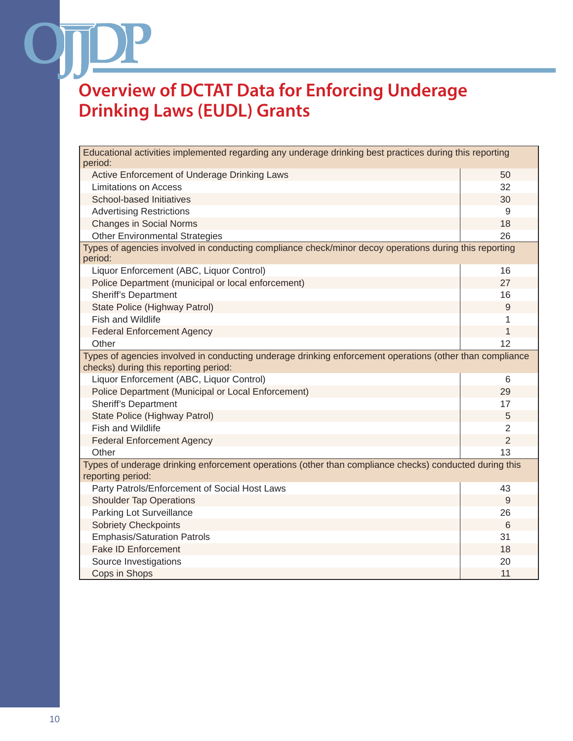# Overview of DCTAT Data for Enforcing Underage Drinking Laws (EUDL) Grants

| Educational activities implemented regarding any underage drinking best practices during this reporting period: | |
|---|---|
| Active Enforcement of Underage Drinking Laws | 50 |
| Limitations on Access | 32 |
| School-based Initiatives | 30 |
| Advertising Restrictions | 9 |
| Changes in Social Norms | 18 |
| Other Environmental Strategies | 26 |
| **Types of agencies involved in conducting compliance check/minor decoy operations during this reporting period:** | |
| Liquor Enforcement (ABC, Liquor Control) | 16 |
| Police Department (municipal or local enforcement) | 27 |
| Sheriff's Department | 16 |
| State Police (Highway Patrol) | 9 |
| Fish and Wildlife | 1 |
| Federal Enforcement Agency | 1 |
| Other | 12 |
| **Types of agencies involved in conducting underage drinking enforcement operations (other than compliance checks) during this reporting period:** | |
| Liquor Enforcement (ABC, Liquor Control) | 6 |
| Police Department (Municipal or Local Enforcement) | 29 |
| Sheriff's Department | 17 |
| State Police (Highway Patrol) | 5 |
| Fish and Wildlife | 2 |
| Federal Enforcement Agency | 2 |
| Other | 13 |
| **Types of underage drinking enforcement operations (other than compliance checks) conducted during this reporting period:** | |
| Party Patrols/Enforcement of Social Host Laws | 43 |
| Shoulder Tap Operations | 9 |
| Parking Lot Surveillance | 26 |
| Sobriety Checkpoints | 6 |
| Emphasis/Saturation Patrols | 31 |
| Fake ID Enforcement | 18 |
| Source Investigations | 20 |
| Cops in Shops | 11 |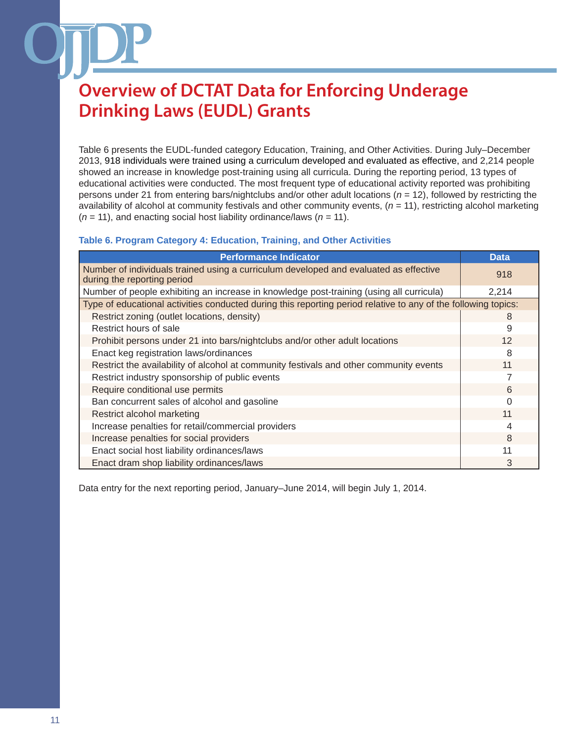# Overview of DCTAT Data for Enforcing Underage Drinking Laws (EUDL) Grants

Table 6 presents the EUDL-funded category Education, Training, and Other Activities. During July–December 2013, 918 individuals were trained using a curriculum developed and evaluated as effective, and 2,214 people showed an increase in knowledge post-training using all curricula. During the reporting period, 13 types of educational activities were conducted. The most frequent type of educational activity reported was prohibiting persons under 21 from entering bars/nightclubs and/or other adult locations ($n$ = 12), followed by restricting the availability of alcohol at community festivals and other community events, ($n$ = 11), restricting alcohol marketing ($n$ = 11), and enacting social host liability ordinance/laws ($n$ = 11).

**Table 6. Program Category 4: Education, Training, and Other Activities**

| Performance Indicator | Data |
|---|---|
| Number of individuals trained using a curriculum developed and evaluated as effective during the reporting period | 918 |
| Number of people exhibiting an increase in knowledge post-training (using all curricula) | 2,214 |
| Type of educational activities conducted during this reporting period relative to any of the following topics: | |
| Restrict zoning (outlet locations, density) | 8 |
| Restrict hours of sale | 9 |
| Prohibit persons under 21 into bars/nightclubs and/or other adult locations | 12 |
| Enact keg registration laws/ordinances | 8 |
| Restrict the availability of alcohol at community festivals and other community events | 11 |
| Restrict industry sponsorship of public events | 7 |
| Require conditional use permits | 6 |
| Ban concurrent sales of alcohol and gasoline | 0 |
| Restrict alcohol marketing | 11 |
| Increase penalties for retail/commercial providers | 4 |
| Increase penalties for social providers | 8 |
| Enact social host liability ordinances/laws | 11 |
| Enact dram shop liability ordinances/laws | 3 |

Data entry for the next reporting period, January–June 2014, will begin July 1, 2014.